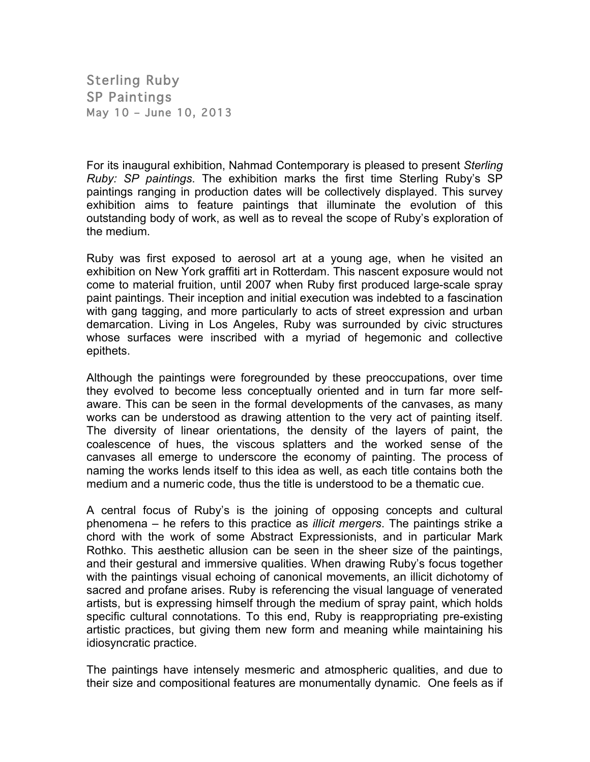# Sterling Ruby
## SP Paintings
### May 10 – June 10, 2013

For its inaugural exhibition, Nahmad Contemporary is pleased to present *Sterling Ruby: SP paintings*. The exhibition marks the first time Sterling Ruby's SP paintings ranging in production dates will be collectively displayed. This survey exhibition aims to feature paintings that illuminate the evolution of this outstanding body of work, as well as to reveal the scope of Ruby's exploration of the medium.

Ruby was first exposed to aerosol art at a young age, when he visited an exhibition on New York graffiti art in Rotterdam. This nascent exposure would not come to material fruition, until 2007 when Ruby first produced large-scale spray paint paintings. Their inception and initial execution was indebted to a fascination with gang tagging, and more particularly to acts of street expression and urban demarcation. Living in Los Angeles, Ruby was surrounded by civic structures whose surfaces were inscribed with a myriad of hegemonic and collective epithets.

Although the paintings were foregrounded by these preoccupations, over time they evolved to become less conceptually oriented and in turn far more self-aware. This can be seen in the formal developments of the canvases, as many works can be understood as drawing attention to the very act of painting itself. The diversity of linear orientations, the density of the layers of paint, the coalescence of hues, the viscous splatters and the worked sense of the canvases all emerge to underscore the economy of painting. The process of naming the works lends itself to this idea as well, as each title contains both the medium and a numeric code, thus the title is understood to be a thematic cue.

A central focus of Ruby's is the joining of opposing concepts and cultural phenomena – he refers to this practice as *illicit mergers*. The paintings strike a chord with the work of some Abstract Expressionists, and in particular Mark Rothko. This aesthetic allusion can be seen in the sheer size of the paintings, and their gestural and immersive qualities. When drawing Ruby's focus together with the paintings visual echoing of canonical movements, an illicit dichotomy of sacred and profane arises. Ruby is referencing the visual language of venerated artists, but is expressing himself through the medium of spray paint, which holds specific cultural connotations. To this end, Ruby is reappropriating pre-existing artistic practices, but giving them new form and meaning while maintaining his idiosyncratic practice.

The paintings have intensely mesmeric and atmospheric qualities, and due to their size and compositional features are monumentally dynamic. One feels as if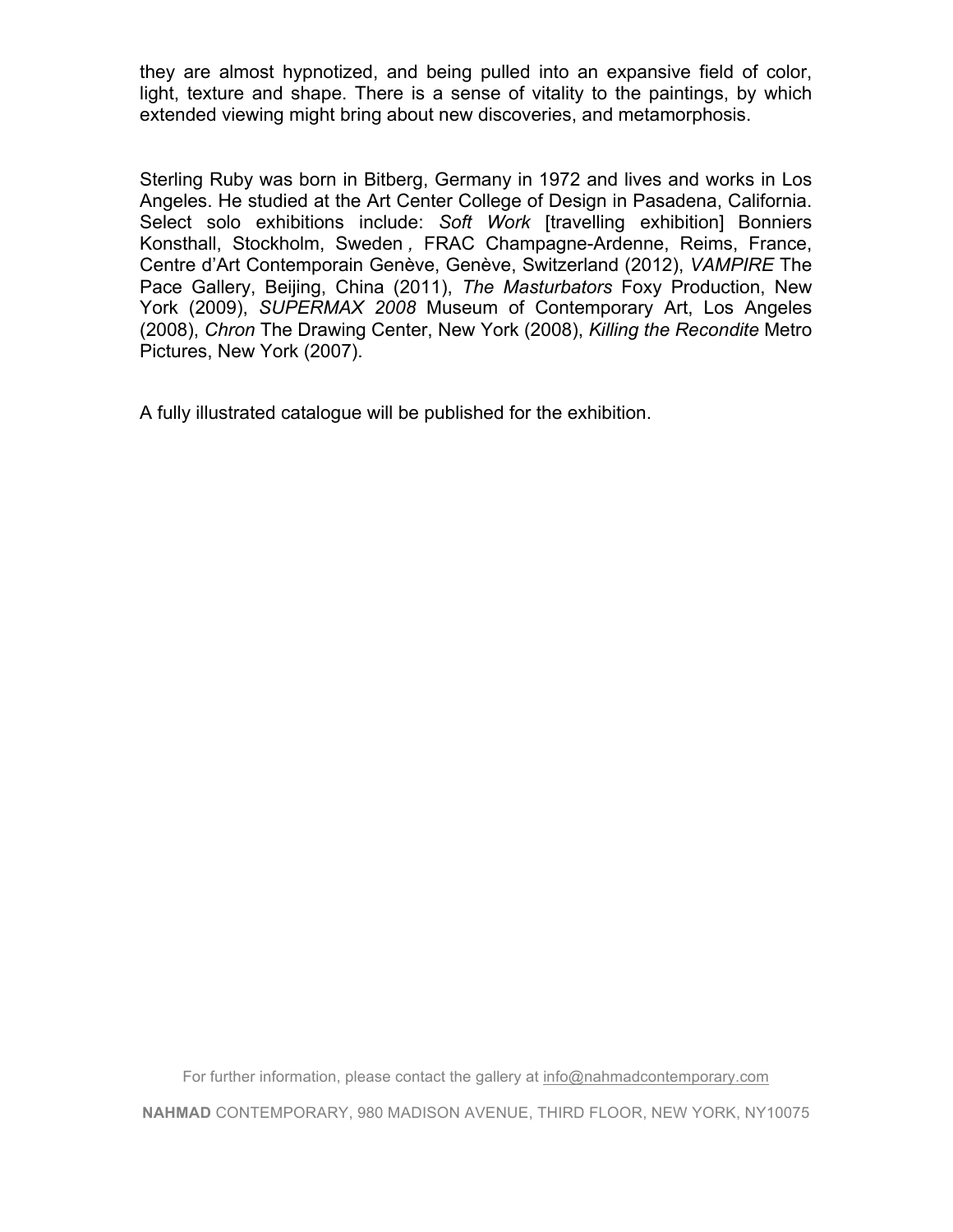they are almost hypnotized, and being pulled into an expansive field of color, light, texture and shape. There is a sense of vitality to the paintings, by which extended viewing might bring about new discoveries, and metamorphosis.

Sterling Ruby was born in Bitberg, Germany in 1972 and lives and works in Los Angeles. He studied at the Art Center College of Design in Pasadena, California. Select solo exhibitions include: *Soft Work* [travelling exhibition] Bonniers Konsthall, Stockholm, Sweden *,* FRAC Champagne-Ardenne, Reims, France, Centre d'Art Contemporain Genève, Genève, Switzerland (2012), *VAMPIRE* The Pace Gallery, Beijing, China (2011), *The Masturbators* Foxy Production, New York (2009), *SUPERMAX 2008* Museum of Contemporary Art, Los Angeles (2008), *Chron* The Drawing Center, New York (2008), *Killing the Recondite* Metro Pictures, New York (2007).

A fully illustrated catalogue will be published for the exhibition.

For further information, please contact the gallery at info@nahmadcontemporary.com

**NAHMAD** CONTEMPORARY, 980 MADISON AVENUE, THIRD FLOOR, NEW YORK, NY10075